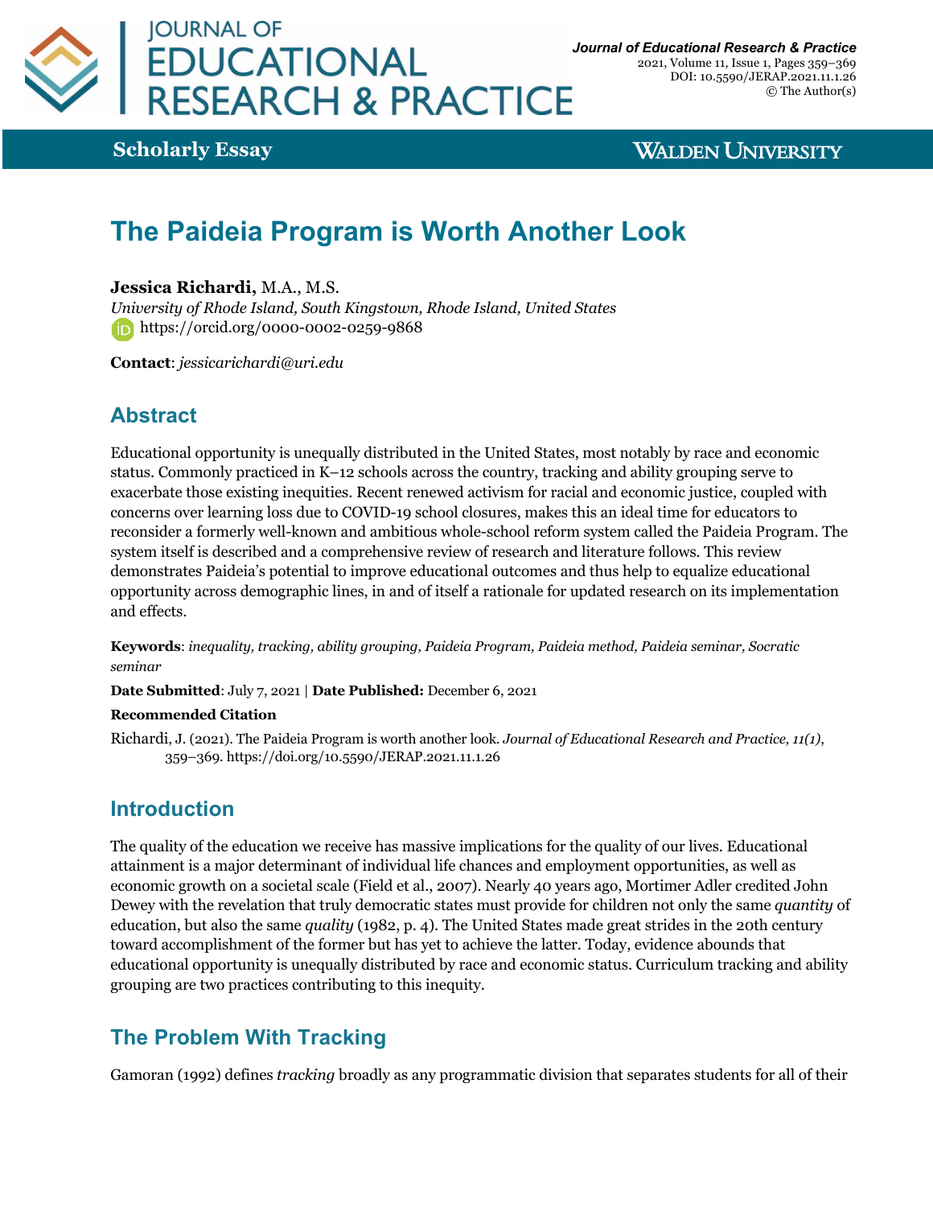**Scholarly Essay**

# The Paideia Program is Worth Another Look

**Jessica Richardi,** M.A., M.S.
*University of Rhode Island, South Kingstown, Rhode Island, United States*
https://orcid.org/0000-0002-0259-9868

**Contact**: *jessicarichardi@uri.edu*

## Abstract

Educational opportunity is unequally distributed in the United States, most notably by race and economic status. Commonly practiced in K–12 schools across the country, tracking and ability grouping serve to exacerbate those existing inequities. Recent renewed activism for racial and economic justice, coupled with concerns over learning loss due to COVID-19 school closures, makes this an ideal time for educators to reconsider a formerly well-known and ambitious whole-school reform system called the Paideia Program. The system itself is described and a comprehensive review of research and literature follows. This review demonstrates Paideia's potential to improve educational outcomes and thus help to equalize educational opportunity across demographic lines, in and of itself a rationale for updated research on its implementation and effects.

**Keywords**: *inequality, tracking, ability grouping, Paideia Program, Paideia method, Paideia seminar, Socratic seminar*

**Date Submitted**: July 7, 2021 | **Date Published:** December 6, 2021

**Recommended Citation**

Richardi, J. (2021). The Paideia Program is worth another look. *Journal of Educational Research and Practice, 11(1)*, 359–369. https://doi.org/10.5590/JERAP.2021.11.1.26

## Introduction

The quality of the education we receive has massive implications for the quality of our lives. Educational attainment is a major determinant of individual life chances and employment opportunities, as well as economic growth on a societal scale (Field et al., 2007). Nearly 40 years ago, Mortimer Adler credited John Dewey with the revelation that truly democratic states must provide for children not only the same *quantity* of education, but also the same *quality* (1982, p. 4). The United States made great strides in the 20th century toward accomplishment of the former but has yet to achieve the latter. Today, evidence abounds that educational opportunity is unequally distributed by race and economic status. Curriculum tracking and ability grouping are two practices contributing to this inequity.

## The Problem With Tracking

Gamoran (1992) defines *tracking* broadly as any programmatic division that separates students for all of their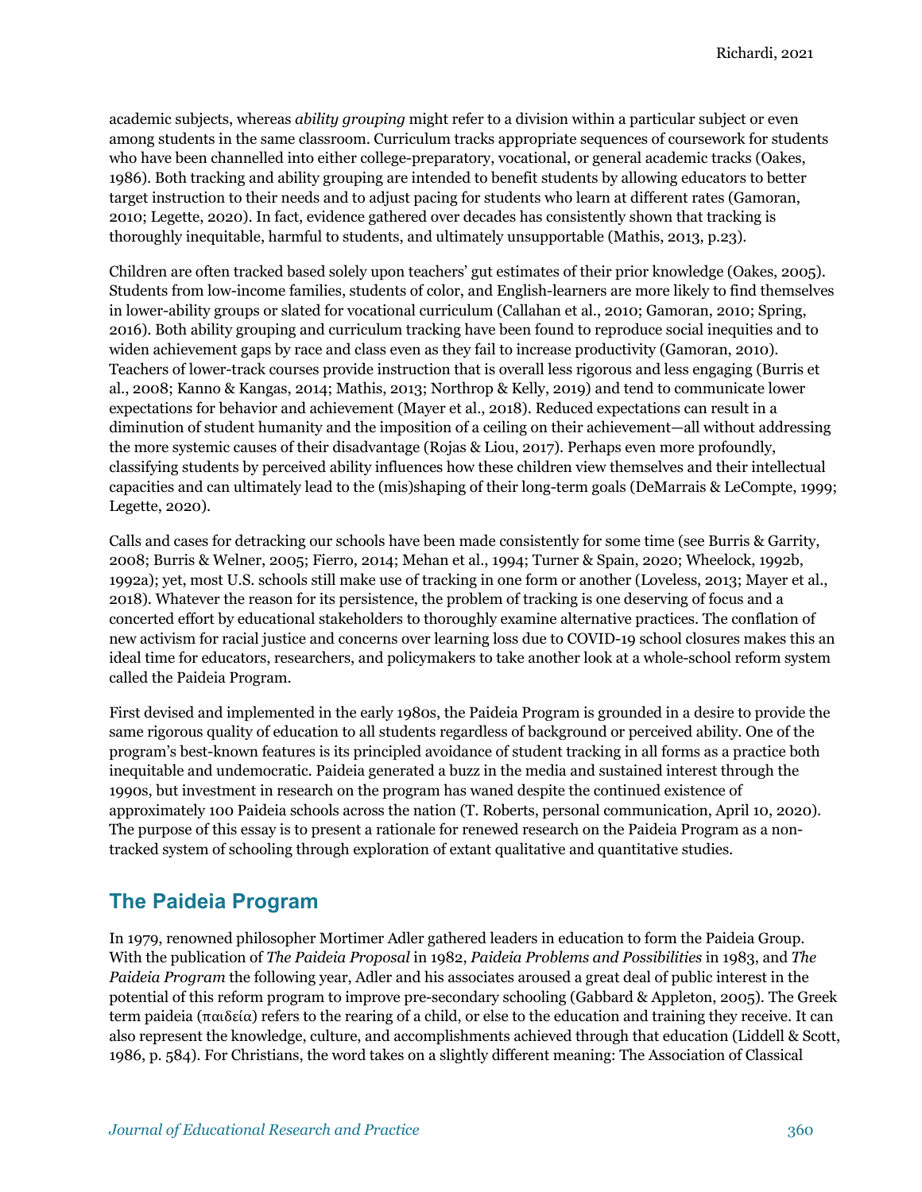academic subjects, whereas *ability grouping* might refer to a division within a particular subject or even among students in the same classroom. Curriculum tracks appropriate sequences of coursework for students who have been channelled into either college-preparatory, vocational, or general academic tracks (Oakes, 1986). Both tracking and ability grouping are intended to benefit students by allowing educators to better target instruction to their needs and to adjust pacing for students who learn at different rates (Gamoran, 2010; Legette, 2020). In fact, evidence gathered over decades has consistently shown that tracking is thoroughly inequitable, harmful to students, and ultimately unsupportable (Mathis, 2013, p.23).

Children are often tracked based solely upon teachers' gut estimates of their prior knowledge (Oakes, 2005). Students from low-income families, students of color, and English-learners are more likely to find themselves in lower-ability groups or slated for vocational curriculum (Callahan et al., 2010; Gamoran, 2010; Spring, 2016). Both ability grouping and curriculum tracking have been found to reproduce social inequities and to widen achievement gaps by race and class even as they fail to increase productivity (Gamoran, 2010). Teachers of lower-track courses provide instruction that is overall less rigorous and less engaging (Burris et al., 2008; Kanno & Kangas, 2014; Mathis, 2013; Northrop & Kelly, 2019) and tend to communicate lower expectations for behavior and achievement (Mayer et al., 2018). Reduced expectations can result in a diminution of student humanity and the imposition of a ceiling on their achievement—all without addressing the more systemic causes of their disadvantage (Rojas & Liou, 2017). Perhaps even more profoundly, classifying students by perceived ability influences how these children view themselves and their intellectual capacities and can ultimately lead to the (mis)shaping of their long-term goals (DeMarrais & LeCompte, 1999; Legette, 2020).

Calls and cases for detracking our schools have been made consistently for some time (see Burris & Garrity, 2008; Burris & Welner, 2005; Fierro, 2014; Mehan et al., 1994; Turner & Spain, 2020; Wheelock, 1992b, 1992a); yet, most U.S. schools still make use of tracking in one form or another (Loveless, 2013; Mayer et al., 2018). Whatever the reason for its persistence, the problem of tracking is one deserving of focus and a concerted effort by educational stakeholders to thoroughly examine alternative practices. The conflation of new activism for racial justice and concerns over learning loss due to COVID-19 school closures makes this an ideal time for educators, researchers, and policymakers to take another look at a whole-school reform system called the Paideia Program.

First devised and implemented in the early 1980s, the Paideia Program is grounded in a desire to provide the same rigorous quality of education to all students regardless of background or perceived ability. One of the program's best-known features is its principled avoidance of student tracking in all forms as a practice both inequitable and undemocratic. Paideia generated a buzz in the media and sustained interest through the 1990s, but investment in research on the program has waned despite the continued existence of approximately 100 Paideia schools across the nation (T. Roberts, personal communication, April 10, 2020). The purpose of this essay is to present a rationale for renewed research on the Paideia Program as a non-tracked system of schooling through exploration of extant qualitative and quantitative studies.

## The Paideia Program

In 1979, renowned philosopher Mortimer Adler gathered leaders in education to form the Paideia Group. With the publication of *The Paideia Proposal* in 1982, *Paideia Problems and Possibilities* in 1983, and *The Paideia Program* the following year, Adler and his associates aroused a great deal of public interest in the potential of this reform program to improve pre-secondary schooling (Gabbard & Appleton, 2005). The Greek term paideia (παιδεία) refers to the rearing of a child, or else to the education and training they receive. It can also represent the knowledge, culture, and accomplishments achieved through that education (Liddell & Scott, 1986, p. 584). For Christians, the word takes on a slightly different meaning: The Association of Classical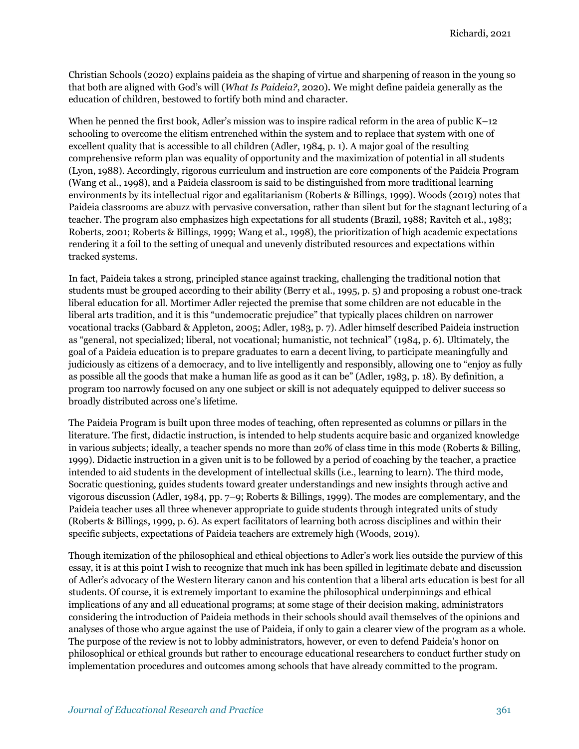Christian Schools (2020) explains paideia as the shaping of virtue and sharpening of reason in the young so that both are aligned with God's will (*What Is Paideia?*, 2020). We might define paideia generally as the education of children, bestowed to fortify both mind and character.

When he penned the first book, Adler's mission was to inspire radical reform in the area of public K–12 schooling to overcome the elitism entrenched within the system and to replace that system with one of excellent quality that is accessible to all children (Adler, 1984, p. 1). A major goal of the resulting comprehensive reform plan was equality of opportunity and the maximization of potential in all students (Lyon, 1988). Accordingly, rigorous curriculum and instruction are core components of the Paideia Program (Wang et al., 1998), and a Paideia classroom is said to be distinguished from more traditional learning environments by its intellectual rigor and egalitarianism (Roberts & Billings, 1999). Woods (2019) notes that Paideia classrooms are abuzz with pervasive conversation, rather than silent but for the stagnant lecturing of a teacher. The program also emphasizes high expectations for all students (Brazil, 1988; Ravitch et al., 1983; Roberts, 2001; Roberts & Billings, 1999; Wang et al., 1998), the prioritization of high academic expectations rendering it a foil to the setting of unequal and unevenly distributed resources and expectations within tracked systems.

In fact, Paideia takes a strong, principled stance against tracking, challenging the traditional notion that students must be grouped according to their ability (Berry et al., 1995, p. 5) and proposing a robust one-track liberal education for all. Mortimer Adler rejected the premise that some children are not educable in the liberal arts tradition, and it is this "undemocratic prejudice" that typically places children on narrower vocational tracks (Gabbard & Appleton, 2005; Adler, 1983, p. 7). Adler himself described Paideia instruction as "general, not specialized; liberal, not vocational; humanistic, not technical" (1984, p. 6). Ultimately, the goal of a Paideia education is to prepare graduates to earn a decent living, to participate meaningfully and judiciously as citizens of a democracy, and to live intelligently and responsibly, allowing one to "enjoy as fully as possible all the goods that make a human life as good as it can be" (Adler, 1983, p. 18). By definition, a program too narrowly focused on any one subject or skill is not adequately equipped to deliver success so broadly distributed across one's lifetime.

The Paideia Program is built upon three modes of teaching, often represented as columns or pillars in the literature. The first, didactic instruction, is intended to help students acquire basic and organized knowledge in various subjects; ideally, a teacher spends no more than 20% of class time in this mode (Roberts & Billing, 1999). Didactic instruction in a given unit is to be followed by a period of coaching by the teacher, a practice intended to aid students in the development of intellectual skills (i.e., learning to learn). The third mode, Socratic questioning, guides students toward greater understandings and new insights through active and vigorous discussion (Adler, 1984, pp. 7–9; Roberts & Billings, 1999). The modes are complementary, and the Paideia teacher uses all three whenever appropriate to guide students through integrated units of study (Roberts & Billings, 1999, p. 6). As expert facilitators of learning both across disciplines and within their specific subjects, expectations of Paideia teachers are extremely high (Woods, 2019).

Though itemization of the philosophical and ethical objections to Adler's work lies outside the purview of this essay, it is at this point I wish to recognize that much ink has been spilled in legitimate debate and discussion of Adler's advocacy of the Western literary canon and his contention that a liberal arts education is best for all students. Of course, it is extremely important to examine the philosophical underpinnings and ethical implications of any and all educational programs; at some stage of their decision making, administrators considering the introduction of Paideia methods in their schools should avail themselves of the opinions and analyses of those who argue against the use of Paideia, if only to gain a clearer view of the program as a whole. The purpose of the review is not to lobby administrators, however, or even to defend Paideia's honor on philosophical or ethical grounds but rather to encourage educational researchers to conduct further study on implementation procedures and outcomes among schools that have already committed to the program.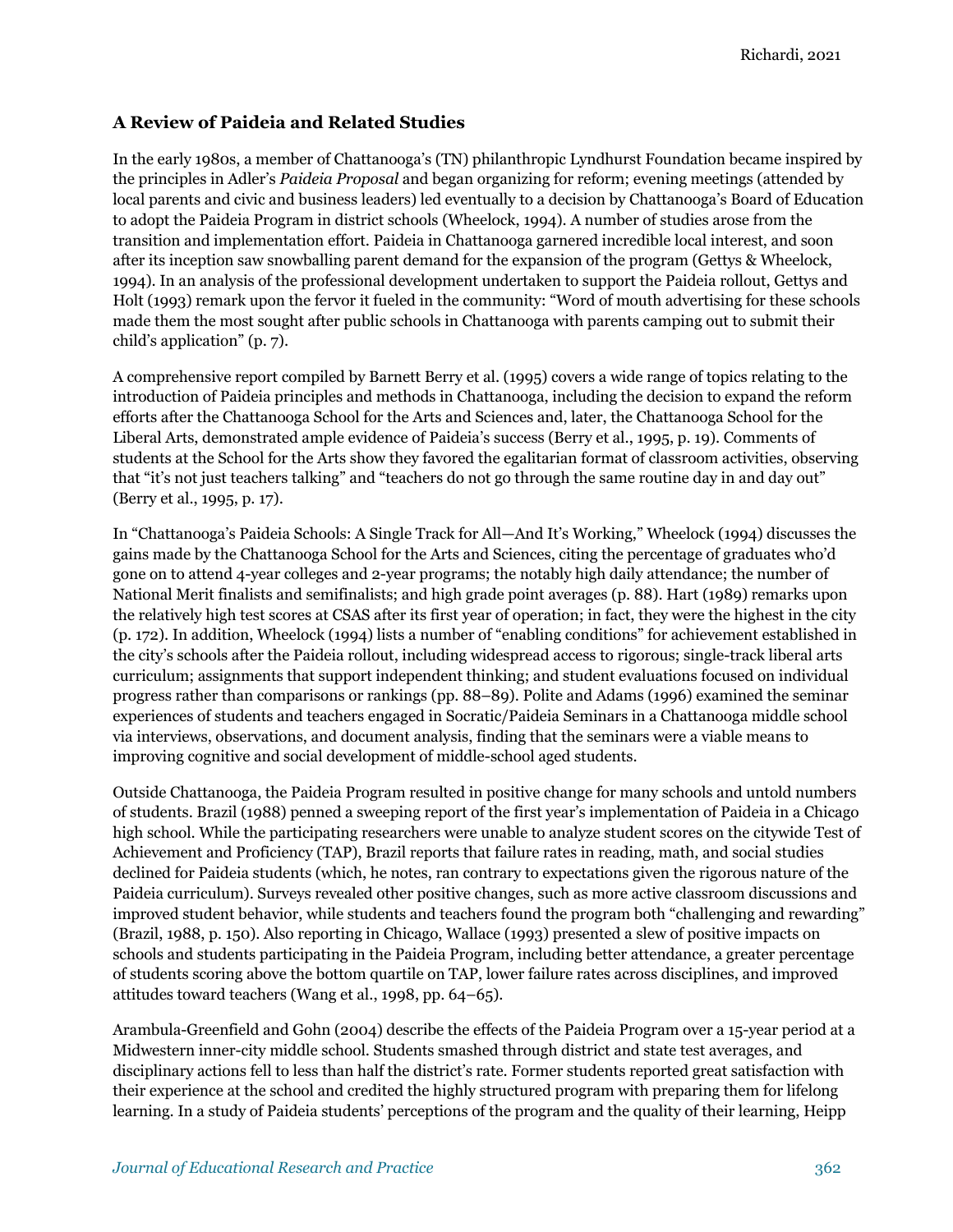### A Review of Paideia and Related Studies

In the early 1980s, a member of Chattanooga's (TN) philanthropic Lyndhurst Foundation became inspired by the principles in Adler's *Paideia Proposal* and began organizing for reform; evening meetings (attended by local parents and civic and business leaders) led eventually to a decision by Chattanooga's Board of Education to adopt the Paideia Program in district schools (Wheelock, 1994). A number of studies arose from the transition and implementation effort. Paideia in Chattanooga garnered incredible local interest, and soon after its inception saw snowballing parent demand for the expansion of the program (Gettys & Wheelock, 1994). In an analysis of the professional development undertaken to support the Paideia rollout, Gettys and Holt (1993) remark upon the fervor it fueled in the community: "Word of mouth advertising for these schools made them the most sought after public schools in Chattanooga with parents camping out to submit their child's application" (p. 7).

A comprehensive report compiled by Barnett Berry et al. (1995) covers a wide range of topics relating to the introduction of Paideia principles and methods in Chattanooga, including the decision to expand the reform efforts after the Chattanooga School for the Arts and Sciences and, later, the Chattanooga School for the Liberal Arts, demonstrated ample evidence of Paideia's success (Berry et al., 1995, p. 19). Comments of students at the School for the Arts show they favored the egalitarian format of classroom activities, observing that "it's not just teachers talking" and "teachers do not go through the same routine day in and day out" (Berry et al., 1995, p. 17).

In "Chattanooga's Paideia Schools: A Single Track for All—And It's Working," Wheelock (1994) discusses the gains made by the Chattanooga School for the Arts and Sciences, citing the percentage of graduates who'd gone on to attend 4-year colleges and 2-year programs; the notably high daily attendance; the number of National Merit finalists and semifinalists; and high grade point averages (p. 88). Hart (1989) remarks upon the relatively high test scores at CSAS after its first year of operation; in fact, they were the highest in the city (p. 172). In addition, Wheelock (1994) lists a number of "enabling conditions" for achievement established in the city's schools after the Paideia rollout, including widespread access to rigorous; single-track liberal arts curriculum; assignments that support independent thinking; and student evaluations focused on individual progress rather than comparisons or rankings (pp. 88–89). Polite and Adams (1996) examined the seminar experiences of students and teachers engaged in Socratic/Paideia Seminars in a Chattanooga middle school via interviews, observations, and document analysis, finding that the seminars were a viable means to improving cognitive and social development of middle-school aged students.

Outside Chattanooga, the Paideia Program resulted in positive change for many schools and untold numbers of students. Brazil (1988) penned a sweeping report of the first year's implementation of Paideia in a Chicago high school. While the participating researchers were unable to analyze student scores on the citywide Test of Achievement and Proficiency (TAP), Brazil reports that failure rates in reading, math, and social studies declined for Paideia students (which, he notes, ran contrary to expectations given the rigorous nature of the Paideia curriculum). Surveys revealed other positive changes, such as more active classroom discussions and improved student behavior, while students and teachers found the program both "challenging and rewarding" (Brazil, 1988, p. 150). Also reporting in Chicago, Wallace (1993) presented a slew of positive impacts on schools and students participating in the Paideia Program, including better attendance, a greater percentage of students scoring above the bottom quartile on TAP, lower failure rates across disciplines, and improved attitudes toward teachers (Wang et al., 1998, pp. 64–65).

Arambula-Greenfield and Gohn (2004) describe the effects of the Paideia Program over a 15-year period at a Midwestern inner-city middle school. Students smashed through district and state test averages, and disciplinary actions fell to less than half the district's rate. Former students reported great satisfaction with their experience at the school and credited the highly structured program with preparing them for lifelong learning. In a study of Paideia students' perceptions of the program and the quality of their learning, Heipp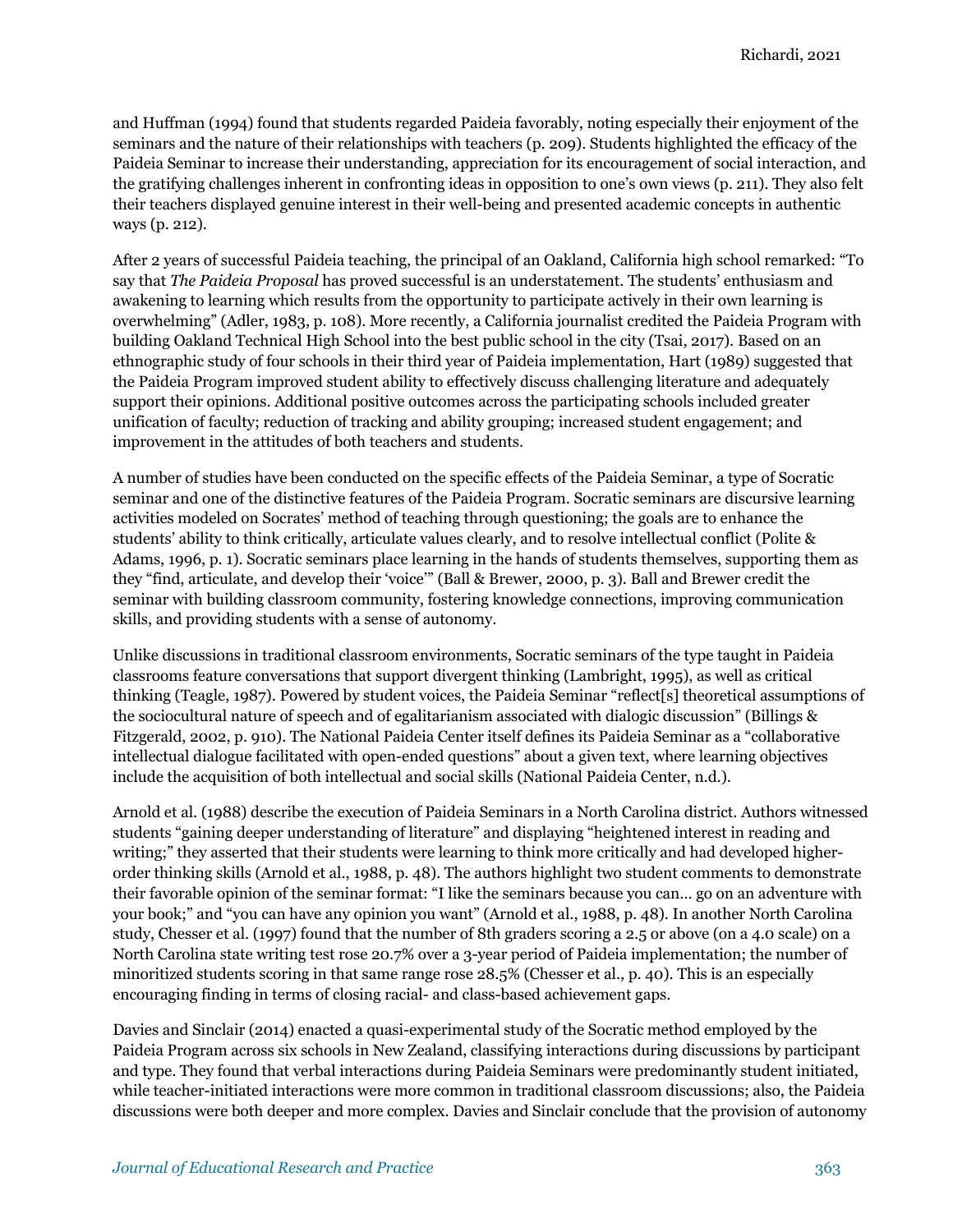and Huffman (1994) found that students regarded Paideia favorably, noting especially their enjoyment of the seminars and the nature of their relationships with teachers (p. 209). Students highlighted the efficacy of the Paideia Seminar to increase their understanding, appreciation for its encouragement of social interaction, and the gratifying challenges inherent in confronting ideas in opposition to one's own views (p. 211). They also felt their teachers displayed genuine interest in their well-being and presented academic concepts in authentic ways (p. 212).

After 2 years of successful Paideia teaching, the principal of an Oakland, California high school remarked: "To say that *The Paideia Proposal* has proved successful is an understatement. The students' enthusiasm and awakening to learning which results from the opportunity to participate actively in their own learning is overwhelming" (Adler, 1983, p. 108). More recently, a California journalist credited the Paideia Program with building Oakland Technical High School into the best public school in the city (Tsai, 2017). Based on an ethnographic study of four schools in their third year of Paideia implementation, Hart (1989) suggested that the Paideia Program improved student ability to effectively discuss challenging literature and adequately support their opinions. Additional positive outcomes across the participating schools included greater unification of faculty; reduction of tracking and ability grouping; increased student engagement; and improvement in the attitudes of both teachers and students.

A number of studies have been conducted on the specific effects of the Paideia Seminar, a type of Socratic seminar and one of the distinctive features of the Paideia Program. Socratic seminars are discursive learning activities modeled on Socrates' method of teaching through questioning; the goals are to enhance the students' ability to think critically, articulate values clearly, and to resolve intellectual conflict (Polite & Adams, 1996, p. 1). Socratic seminars place learning in the hands of students themselves, supporting them as they "find, articulate, and develop their 'voice'" (Ball & Brewer, 2000, p. 3). Ball and Brewer credit the seminar with building classroom community, fostering knowledge connections, improving communication skills, and providing students with a sense of autonomy.

Unlike discussions in traditional classroom environments, Socratic seminars of the type taught in Paideia classrooms feature conversations that support divergent thinking (Lambright, 1995), as well as critical thinking (Teagle, 1987). Powered by student voices, the Paideia Seminar "reflect[s] theoretical assumptions of the sociocultural nature of speech and of egalitarianism associated with dialogic discussion" (Billings & Fitzgerald, 2002, p. 910). The National Paideia Center itself defines its Paideia Seminar as a "collaborative intellectual dialogue facilitated with open-ended questions" about a given text, where learning objectives include the acquisition of both intellectual and social skills (National Paideia Center, n.d.).

Arnold et al. (1988) describe the execution of Paideia Seminars in a North Carolina district. Authors witnessed students "gaining deeper understanding of literature" and displaying "heightened interest in reading and writing;" they asserted that their students were learning to think more critically and had developed higher-order thinking skills (Arnold et al., 1988, p. 48). The authors highlight two student comments to demonstrate their favorable opinion of the seminar format: "I like the seminars because you can… go on an adventure with your book;" and "you can have any opinion you want" (Arnold et al., 1988, p. 48). In another North Carolina study, Chesser et al. (1997) found that the number of 8th graders scoring a 2.5 or above (on a 4.0 scale) on a North Carolina state writing test rose 20.7% over a 3-year period of Paideia implementation; the number of minoritized students scoring in that same range rose 28.5% (Chesser et al., p. 40). This is an especially encouraging finding in terms of closing racial- and class-based achievement gaps.

Davies and Sinclair (2014) enacted a quasi-experimental study of the Socratic method employed by the Paideia Program across six schools in New Zealand, classifying interactions during discussions by participant and type. They found that verbal interactions during Paideia Seminars were predominantly student initiated, while teacher-initiated interactions were more common in traditional classroom discussions; also, the Paideia discussions were both deeper and more complex. Davies and Sinclair conclude that the provision of autonomy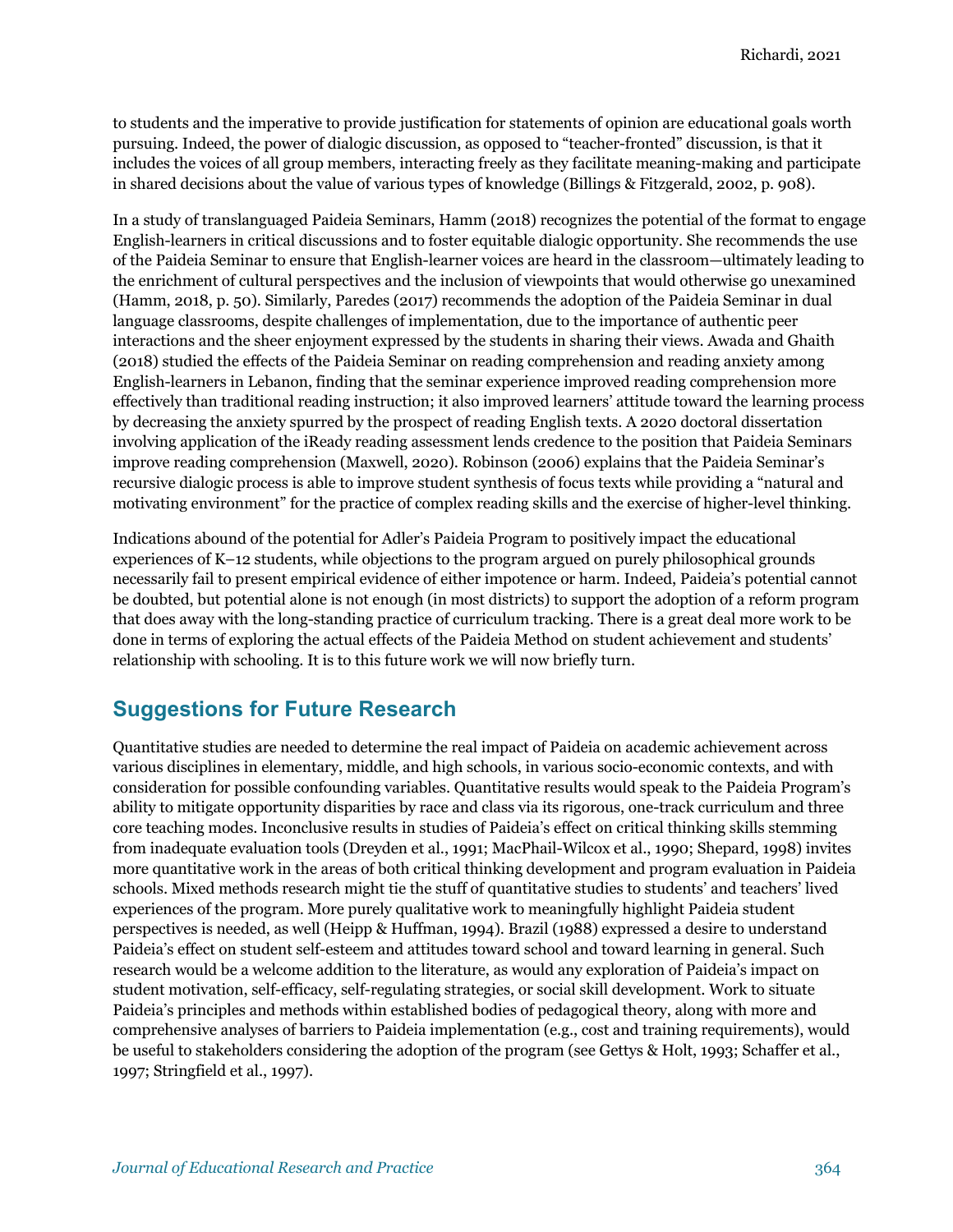to students and the imperative to provide justification for statements of opinion are educational goals worth pursuing. Indeed, the power of dialogic discussion, as opposed to "teacher-fronted" discussion, is that it includes the voices of all group members, interacting freely as they facilitate meaning-making and participate in shared decisions about the value of various types of knowledge (Billings & Fitzgerald, 2002, p. 908).

In a study of translanguaged Paideia Seminars, Hamm (2018) recognizes the potential of the format to engage English-learners in critical discussions and to foster equitable dialogic opportunity. She recommends the use of the Paideia Seminar to ensure that English-learner voices are heard in the classroom—ultimately leading to the enrichment of cultural perspectives and the inclusion of viewpoints that would otherwise go unexamined (Hamm, 2018, p. 50). Similarly, Paredes (2017) recommends the adoption of the Paideia Seminar in dual language classrooms, despite challenges of implementation, due to the importance of authentic peer interactions and the sheer enjoyment expressed by the students in sharing their views. Awada and Ghaith (2018) studied the effects of the Paideia Seminar on reading comprehension and reading anxiety among English-learners in Lebanon, finding that the seminar experience improved reading comprehension more effectively than traditional reading instruction; it also improved learners' attitude toward the learning process by decreasing the anxiety spurred by the prospect of reading English texts. A 2020 doctoral dissertation involving application of the iReady reading assessment lends credence to the position that Paideia Seminars improve reading comprehension (Maxwell, 2020). Robinson (2006) explains that the Paideia Seminar's recursive dialogic process is able to improve student synthesis of focus texts while providing a "natural and motivating environment" for the practice of complex reading skills and the exercise of higher-level thinking.

Indications abound of the potential for Adler's Paideia Program to positively impact the educational experiences of K–12 students, while objections to the program argued on purely philosophical grounds necessarily fail to present empirical evidence of either impotence or harm. Indeed, Paideia's potential cannot be doubted, but potential alone is not enough (in most districts) to support the adoption of a reform program that does away with the long-standing practice of curriculum tracking. There is a great deal more work to be done in terms of exploring the actual effects of the Paideia Method on student achievement and students' relationship with schooling. It is to this future work we will now briefly turn.

## Suggestions for Future Research

Quantitative studies are needed to determine the real impact of Paideia on academic achievement across various disciplines in elementary, middle, and high schools, in various socio-economic contexts, and with consideration for possible confounding variables. Quantitative results would speak to the Paideia Program's ability to mitigate opportunity disparities by race and class via its rigorous, one-track curriculum and three core teaching modes. Inconclusive results in studies of Paideia's effect on critical thinking skills stemming from inadequate evaluation tools (Dreyden et al., 1991; MacPhail-Wilcox et al., 1990; Shepard, 1998) invites more quantitative work in the areas of both critical thinking development and program evaluation in Paideia schools. Mixed methods research might tie the stuff of quantitative studies to students' and teachers' lived experiences of the program. More purely qualitative work to meaningfully highlight Paideia student perspectives is needed, as well (Heipp & Huffman, 1994). Brazil (1988) expressed a desire to understand Paideia's effect on student self-esteem and attitudes toward school and toward learning in general. Such research would be a welcome addition to the literature, as would any exploration of Paideia's impact on student motivation, self-efficacy, self-regulating strategies, or social skill development. Work to situate Paideia's principles and methods within established bodies of pedagogical theory, along with more and comprehensive analyses of barriers to Paideia implementation (e.g., cost and training requirements), would be useful to stakeholders considering the adoption of the program (see Gettys & Holt, 1993; Schaffer et al., 1997; Stringfield et al., 1997).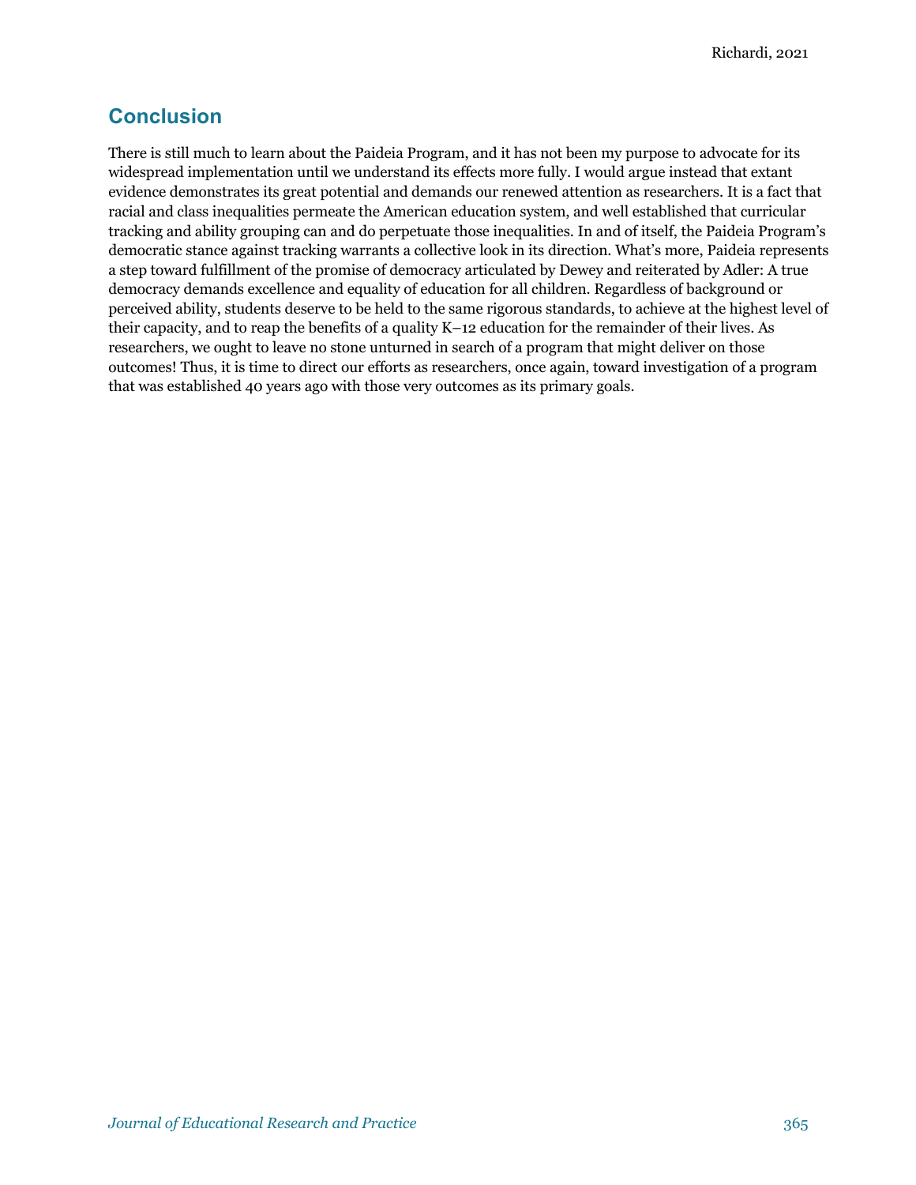## Conclusion

There is still much to learn about the Paideia Program, and it has not been my purpose to advocate for its widespread implementation until we understand its effects more fully. I would argue instead that extant evidence demonstrates its great potential and demands our renewed attention as researchers. It is a fact that racial and class inequalities permeate the American education system, and well established that curricular tracking and ability grouping can and do perpetuate those inequalities. In and of itself, the Paideia Program's democratic stance against tracking warrants a collective look in its direction. What's more, Paideia represents a step toward fulfillment of the promise of democracy articulated by Dewey and reiterated by Adler: A true democracy demands excellence and equality of education for all children. Regardless of background or perceived ability, students deserve to be held to the same rigorous standards, to achieve at the highest level of their capacity, and to reap the benefits of a quality K–12 education for the remainder of their lives. As researchers, we ought to leave no stone unturned in search of a program that might deliver on those outcomes! Thus, it is time to direct our efforts as researchers, once again, toward investigation of a program that was established 40 years ago with those very outcomes as its primary goals.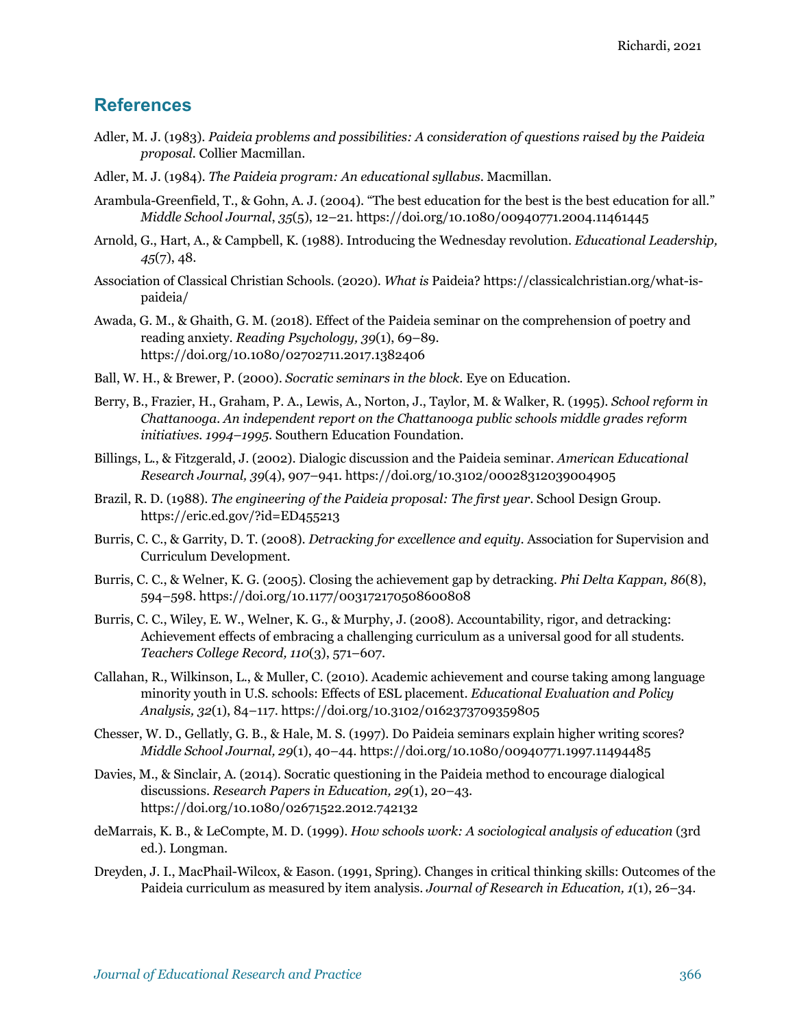## References

Adler, M. J. (1983). *Paideia problems and possibilities: A consideration of questions raised by the Paideia proposal*. Collier Macmillan.

Adler, M. J. (1984). *The Paideia program: An educational syllabus*. Macmillan.

Arambula-Greenfield, T., & Gohn, A. J. (2004). "The best education for the best is the best education for all." *Middle School Journal*, *35*(5), 12–21. https://doi.org/10.1080/00940771.2004.11461445

Arnold, G., Hart, A., & Campbell, K. (1988). Introducing the Wednesday revolution. *Educational Leadership, 45*(7), 48.

Association of Classical Christian Schools. (2020). *What is* Paideia? https://classicalchristian.org/what-is-paideia/

Awada, G. M., & Ghaith, G. M. (2018). Effect of the Paideia seminar on the comprehension of poetry and reading anxiety. *Reading Psychology, 39*(1), 69–89. https://doi.org/10.1080/02702711.2017.1382406

Ball, W. H., & Brewer, P. (2000). *Socratic seminars in the block*. Eye on Education.

Berry, B., Frazier, H., Graham, P. A., Lewis, A., Norton, J., Taylor, M. & Walker, R. (1995). *School reform in Chattanooga. An independent report on the Chattanooga public schools middle grades reform initiatives. 1994–1995.* Southern Education Foundation.

Billings, L., & Fitzgerald, J. (2002). Dialogic discussion and the Paideia seminar. *American Educational Research Journal, 39*(4), 907–941. https://doi.org/10.3102/00028312039004905

Brazil, R. D. (1988). *The engineering of the Paideia proposal: The first year*. School Design Group. https://eric.ed.gov/?id=ED455213

Burris, C. C., & Garrity, D. T. (2008). *Detracking for excellence and equity*. Association for Supervision and Curriculum Development.

Burris, C. C., & Welner, K. G. (2005). Closing the achievement gap by detracking. *Phi Delta Kappan, 86*(8), 594–598. https://doi.org/10.1177/003172170508600808

Burris, C. C., Wiley, E. W., Welner, K. G., & Murphy, J. (2008). Accountability, rigor, and detracking: Achievement effects of embracing a challenging curriculum as a universal good for all students. *Teachers College Record, 110*(3), 571–607.

Callahan, R., Wilkinson, L., & Muller, C. (2010). Academic achievement and course taking among language minority youth in U.S. schools: Effects of ESL placement. *Educational Evaluation and Policy Analysis, 32*(1), 84–117. https://doi.org/10.3102/0162373709359805

Chesser, W. D., Gellatly, G. B., & Hale, M. S. (1997). Do Paideia seminars explain higher writing scores? *Middle School Journal, 29*(1), 40–44. https://doi.org/10.1080/00940771.1997.11494485

Davies, M., & Sinclair, A. (2014). Socratic questioning in the Paideia method to encourage dialogical discussions. *Research Papers in Education, 29*(1), 20–43. https://doi.org/10.1080/02671522.2012.742132

deMarrais, K. B., & LeCompte, M. D. (1999). *How schools work: A sociological analysis of education* (3rd ed.). Longman.

Dreyden, J. I., MacPhail-Wilcox, & Eason. (1991, Spring). Changes in critical thinking skills: Outcomes of the Paideia curriculum as measured by item analysis. *Journal of Research in Education, 1*(1), 26–34.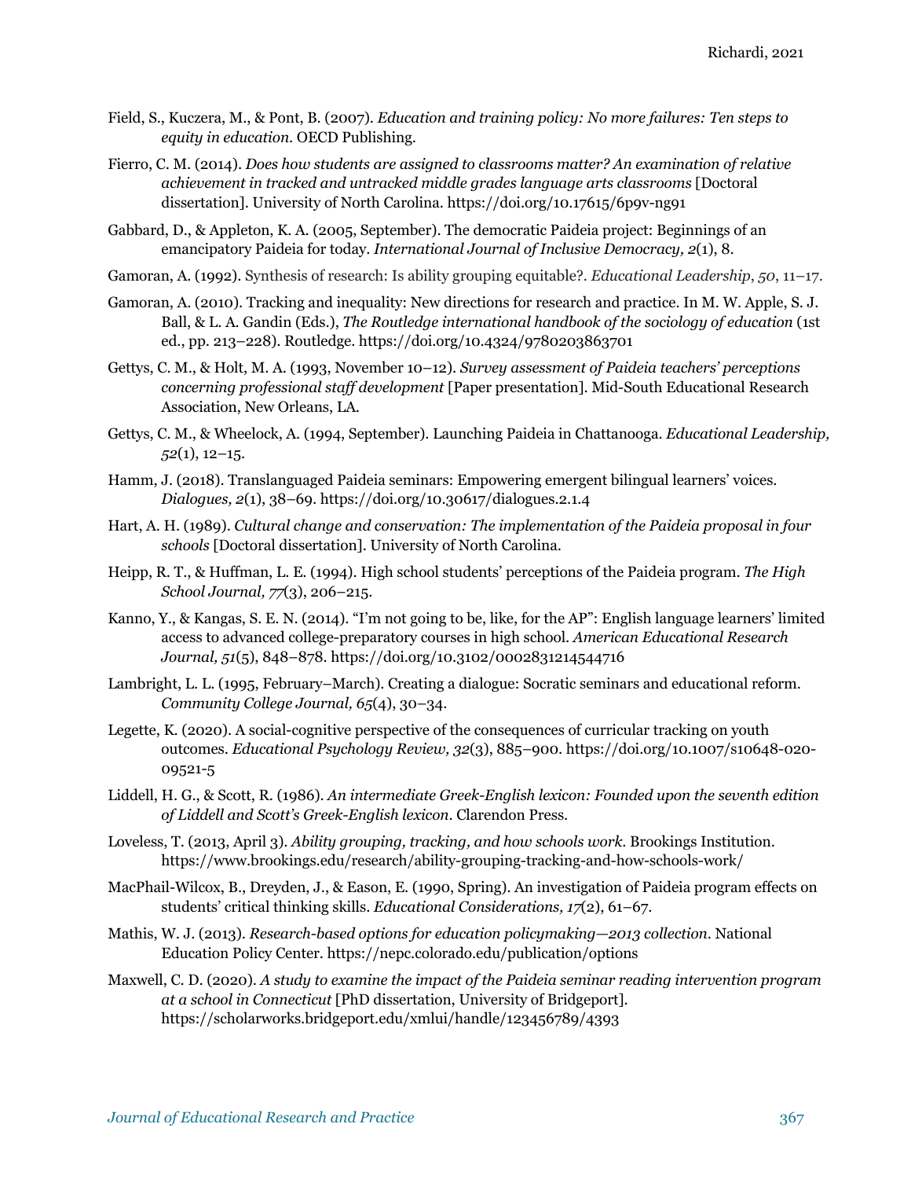Field, S., Kuczera, M., & Pont, B. (2007). *Education and training policy: No more failures: Ten steps to equity in education*. OECD Publishing.

Fierro, C. M. (2014). *Does how students are assigned to classrooms matter? An examination of relative achievement in tracked and untracked middle grades language arts classrooms* [Doctoral dissertation]. University of North Carolina. https://doi.org/10.17615/6p9v-ng91

Gabbard, D., & Appleton, K. A. (2005, September). The democratic Paideia project: Beginnings of an emancipatory Paideia for today. *International Journal of Inclusive Democracy, 2*(1), 8.

Gamoran, A. (1992). Synthesis of research: Is ability grouping equitable?. *Educational Leadership*, *50*, 11–17.

Gamoran, A. (2010). Tracking and inequality: New directions for research and practice. In M. W. Apple, S. J. Ball, & L. A. Gandin (Eds.), *The Routledge international handbook of the sociology of education* (1st ed., pp. 213–228). Routledge. https://doi.org/10.4324/9780203863701

Gettys, C. M., & Holt, M. A. (1993, November 10–12). *Survey assessment of Paideia teachers' perceptions concerning professional staff development* [Paper presentation]. Mid-South Educational Research Association, New Orleans, LA.

Gettys, C. M., & Wheelock, A. (1994, September). Launching Paideia in Chattanooga. *Educational Leadership, 52*(1), 12–15.

Hamm, J. (2018). Translanguaged Paideia seminars: Empowering emergent bilingual learners' voices. *Dialogues, 2*(1), 38–69. https://doi.org/10.30617/dialogues.2.1.4

Hart, A. H. (1989). *Cultural change and conservation: The implementation of the Paideia proposal in four schools* [Doctoral dissertation]. University of North Carolina.

Heipp, R. T., & Huffman, L. E. (1994). High school students' perceptions of the Paideia program. *The High School Journal, 77*(3), 206–215.

Kanno, Y., & Kangas, S. E. N. (2014). "I'm not going to be, like, for the AP": English language learners' limited access to advanced college-preparatory courses in high school. *American Educational Research Journal, 51*(5), 848–878. https://doi.org/10.3102/0002831214544716

Lambright, L. L. (1995, February–March). Creating a dialogue: Socratic seminars and educational reform. *Community College Journal, 65*(4), 30–34.

Legette, K. (2020). A social-cognitive perspective of the consequences of curricular tracking on youth outcomes. *Educational Psychology Review, 32*(3), 885–900. https://doi.org/10.1007/s10648-020-09521-5

Liddell, H. G., & Scott, R. (1986). *An intermediate Greek-English lexicon: Founded upon the seventh edition of Liddell and Scott's Greek-English lexicon*. Clarendon Press.

Loveless, T. (2013, April 3). *Ability grouping, tracking, and how schools work*. Brookings Institution. https://www.brookings.edu/research/ability-grouping-tracking-and-how-schools-work/

MacPhail-Wilcox, B., Dreyden, J., & Eason, E. (1990, Spring). An investigation of Paideia program effects on students' critical thinking skills. *Educational Considerations, 17*(2), 61–67.

Mathis, W. J. (2013). *Research-based options for education policymaking—2013 collection*. National Education Policy Center. https://nepc.colorado.edu/publication/options

Maxwell, C. D. (2020). *A study to examine the impact of the Paideia seminar reading intervention program at a school in Connecticut* [PhD dissertation, University of Bridgeport]. https://scholarworks.bridgeport.edu/xmlui/handle/123456789/4393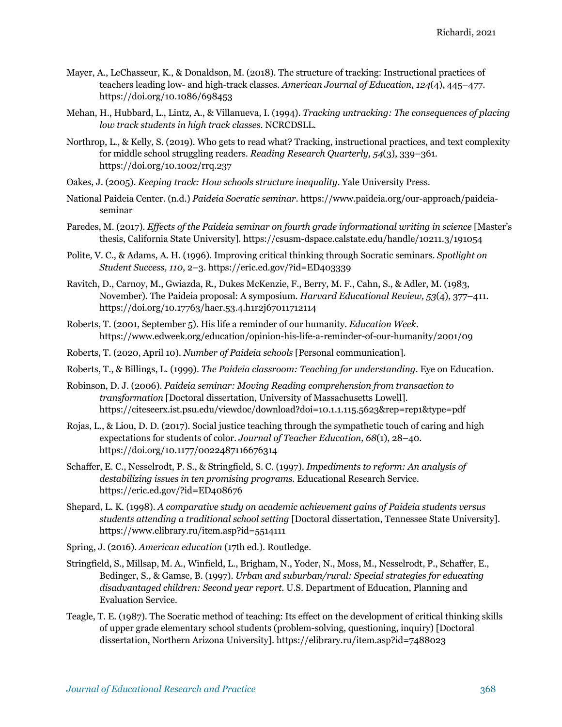Mayer, A., LeChasseur, K., & Donaldson, M. (2018). The structure of tracking: Instructional practices of teachers leading low- and high-track classes. *American Journal of Education, 124*(4), 445–477. https://doi.org/10.1086/698453

Mehan, H., Hubbard, L., Lintz, A., & Villanueva, I. (1994). *Tracking untracking: The consequences of placing low track students in high track classes.* NCRCDSLL.

Northrop, L., & Kelly, S. (2019). Who gets to read what? Tracking, instructional practices, and text complexity for middle school struggling readers. *Reading Research Quarterly, 54*(3), 339–361. https://doi.org/10.1002/rrq.237

Oakes, J. (2005). *Keeping track: How schools structure inequality*. Yale University Press.

National Paideia Center. (n.d.) *Paideia Socratic seminar*. https://www.paideia.org/our-approach/paideia-seminar

Paredes, M. (2017). *Effects of the Paideia seminar on fourth grade informational writing in science* [Master's thesis, California State University]. https://csusm-dspace.calstate.edu/handle/10211.3/191054

Polite, V. C., & Adams, A. H. (1996). Improving critical thinking through Socratic seminars. *Spotlight on Student Success, 110*, 2–3. https://eric.ed.gov/?id=ED403339

Ravitch, D., Carnoy, M., Gwiazda, R., Dukes McKenzie, F., Berry, M. F., Cahn, S., & Adler, M. (1983, November). The Paideia proposal: A symposium. *Harvard Educational Review, 53*(4), 377–411. https://doi.org/10.17763/haer.53.4.h1r2j67011712114

Roberts, T. (2001, September 5). His life a reminder of our humanity. *Education Week*. https://www.edweek.org/education/opinion-his-life-a-reminder-of-our-humanity/2001/09

Roberts, T. (2020, April 10). *Number of Paideia schools* [Personal communication].

Roberts, T., & Billings, L. (1999). *The Paideia classroom: Teaching for understanding*. Eye on Education.

Robinson, D. J. (2006). *Paideia seminar: Moving Reading comprehension from transaction to transformation* [Doctoral dissertation, University of Massachusetts Lowell]. https://citeseerx.ist.psu.edu/viewdoc/download?doi=10.1.1.115.5623&rep=rep1&type=pdf

Rojas, L., & Liou, D. D. (2017). Social justice teaching through the sympathetic touch of caring and high expectations for students of color. *Journal of Teacher Education, 68*(1), 28–40. https://doi.org/10.1177/0022487116676314

Schaffer, E. C., Nesselrodt, P. S., & Stringfield, S. C. (1997). *Impediments to reform: An analysis of destabilizing issues in ten promising programs.* Educational Research Service. https://eric.ed.gov/?id=ED408676

Shepard, L. K. (1998). *A comparative study on academic achievement gains of Paideia students versus students attending a traditional school setting* [Doctoral dissertation, Tennessee State University]. https://www.elibrary.ru/item.asp?id=5514111

Spring, J. (2016). *American education* (17th ed.). Routledge.

Stringfield, S., Millsap, M. A., Winfield, L., Brigham, N., Yoder, N., Moss, M., Nesselrodt, P., Schaffer, E., Bedinger, S., & Gamse, B. (1997). *Urban and suburban/rural: Special strategies for educating disadvantaged children: Second year report*. U.S. Department of Education, Planning and Evaluation Service.

Teagle, T. E. (1987). The Socratic method of teaching: Its effect on the development of critical thinking skills of upper grade elementary school students (problem-solving, questioning, inquiry) [Doctoral dissertation, Northern Arizona University]. https://elibrary.ru/item.asp?id=7488023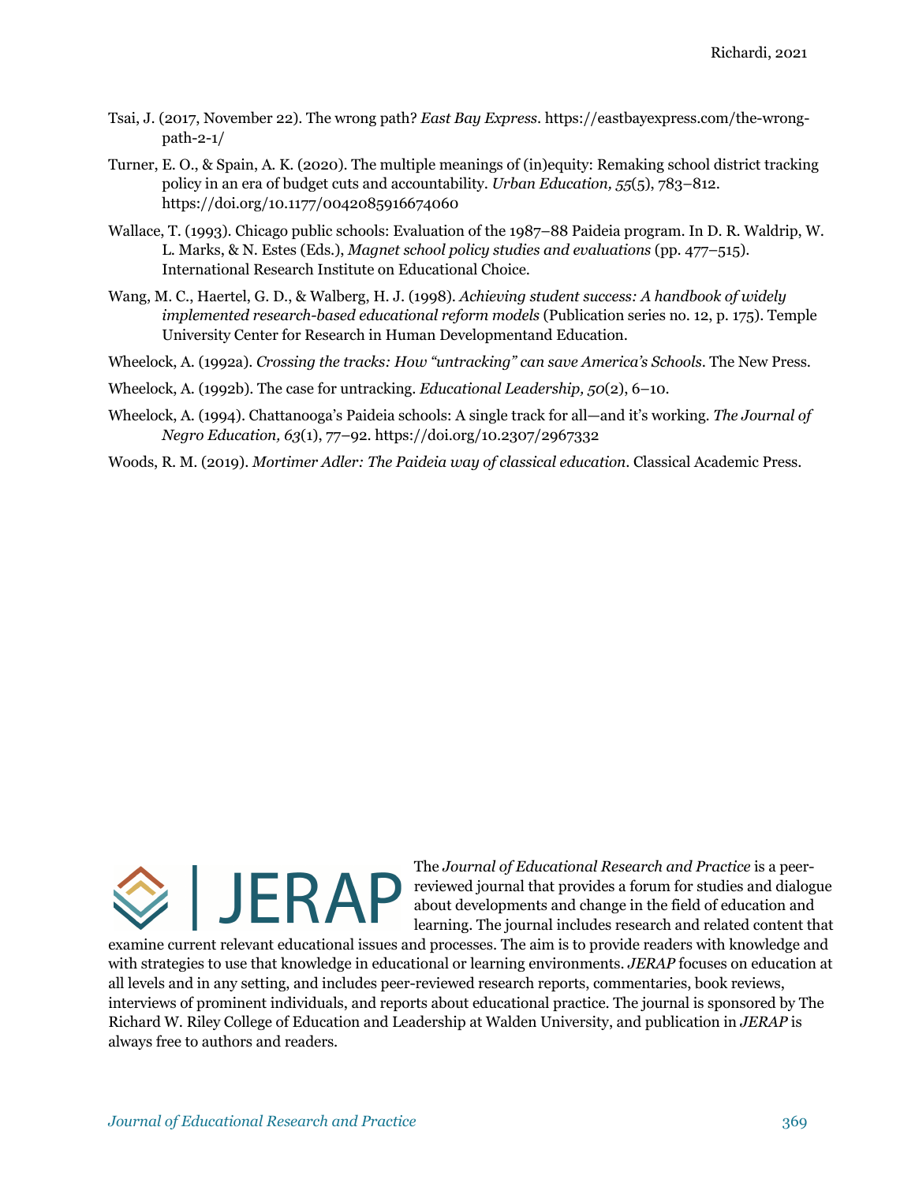Tsai, J. (2017, November 22). The wrong path? *East Bay Express*. https://eastbayexpress.com/the-wrong-path-2-1/

Turner, E. O., & Spain, A. K. (2020). The multiple meanings of (in)equity: Remaking school district tracking policy in an era of budget cuts and accountability. *Urban Education, 55*(5), 783–812. https://doi.org/10.1177/0042085916674060

Wallace, T. (1993). Chicago public schools: Evaluation of the 1987–88 Paideia program. In D. R. Waldrip, W. L. Marks, & N. Estes (Eds.), *Magnet school policy studies and evaluations* (pp. 477–515). International Research Institute on Educational Choice.

Wang, M. C., Haertel, G. D., & Walberg, H. J. (1998). *Achieving student success: A handbook of widely implemented research-based educational reform models* (Publication series no. 12, p. 175). Temple University Center for Research in Human Developmentand Education.

Wheelock, A. (1992a). *Crossing the tracks: How "untracking" can save America's Schools*. The New Press.

Wheelock, A. (1992b). The case for untracking. *Educational Leadership, 50*(2), 6–10.

Wheelock, A. (1994). Chattanooga's Paideia schools: A single track for all—and it's working. *The Journal of Negro Education, 63*(1), 77–92. https://doi.org/10.2307/2967332

Woods, R. M. (2019). *Mortimer Adler: The Paideia way of classical education*. Classical Academic Press.

JERAP

The *Journal of Educational Research and Practice* is a peer-reviewed journal that provides a forum for studies and dialogue about developments and change in the field of education and learning. The journal includes research and related content that examine current relevant educational issues and processes. The aim is to provide readers with knowledge and with strategies to use that knowledge in educational or learning environments. *JERAP* focuses on education at all levels and in any setting, and includes peer-reviewed research reports, commentaries, book reviews, interviews of prominent individuals, and reports about educational practice. The journal is sponsored by The Richard W. Riley College of Education and Leadership at Walden University, and publication in *JERAP* is always free to authors and readers.